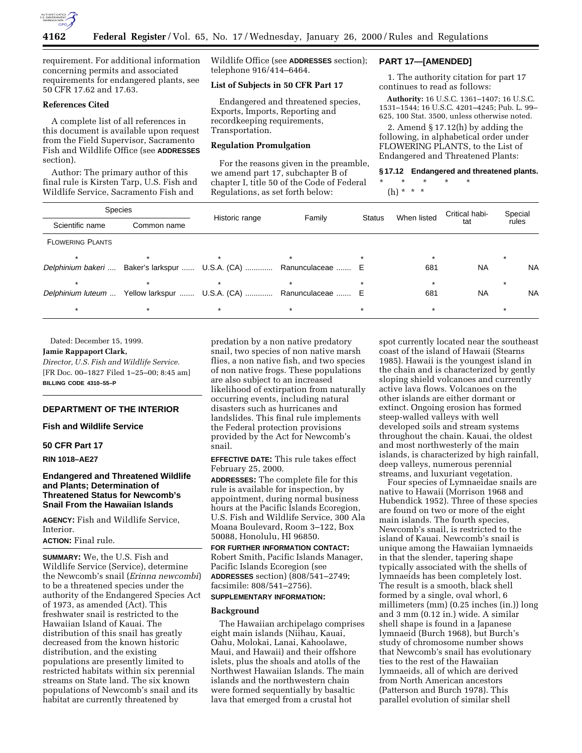requirement. For additional information concerning permits and associated requirements for endangered plants, see 50 CFR 17.62 and 17.63.

**References Cited**

A complete list of all references in this document is available upon request from the Field Supervisor, Sacramento Fish and Wildlife Office (see **ADDRESSES** section).

Author: The primary author of this final rule is Kirsten Tarp, U.S. Fish and Wildlife Service, Sacramento Fish and Wildlife Office (see **ADDRESSES** section); telephone 916/414–6464.

**List of Subjects in 50 CFR Part 17**

Endangered and threatened species, Exports, Imports, Reporting and recordkeeping requirements, Transportation.

**Regulation Promulgation**

For the reasons given in the preamble, we amend part 17, subchapter B of chapter I, title 50 of the Code of Federal Regulations, as set forth below:

**PART 17—[AMENDED]**

1. The authority citation for part 17 continues to read as follows:

**Authority:** 16 U.S.C. 1361–1407; 16 U.S.C. 1531–1544; 16 U.S.C. 4201–4245; Pub. L. 99–625, 100 Stat. 3500, unless otherwise noted.

2. Amend § 17.12(h) by adding the following, in alphabetical order under FLOWERING PLANTS, to the List of Endangered and Threatened Plants:

**§ 17.12 Endangered and threatened plants.**

\* \* \* \* \*

(h) \* \* \*

| Species | | Historic range | Family | Status | When listed | Critical habitat | Special rules |
|---|---|---|---|---|---|---|---|
| Scientific name | Common name | | | | | | |
| FLOWERING PLANTS | | | | | | | |
| * | * | * | * | * | * | | * |
| *Delphinium bakeri* | Baker's larkspur | U.S.A. (CA) | Ranunculaceae | E | 681 | NA | NA |
| * | * | * | * | * | * | | * |
| *Delphinium luteum* | Yellow larkspur | U.S.A. (CA) | Ranunculaceae | E | 681 | NA | NA |
| * | * | * | * | * | * | | * |

Dated: December 15, 1999.

**Jamie Rappaport Clark,**

*Director, U.S. Fish and Wildlife Service.*

[FR Doc. 00–1827 Filed 1–25–00; 8:45 am]

**BILLING CODE 4310–55–P**

---

## DEPARTMENT OF THE INTERIOR

### Fish and Wildlife Service

### 50 CFR Part 17

**RIN 1018–AE27**

### Endangered and Threatened Wildlife and Plants; Determination of Threatened Status for Newcomb's Snail From the Hawaiian Islands

**AGENCY:** Fish and Wildlife Service, Interior.

**ACTION:** Final rule.

**SUMMARY:** We, the U.S. Fish and Wildlife Service (Service), determine the Newcomb's snail (*Erinna newcombi*) to be a threatened species under the authority of the Endangered Species Act of 1973, as amended (Act). This freshwater snail is restricted to the Hawaiian Island of Kauai. The distribution of this snail has greatly decreased from the known historic distribution, and the existing populations are presently limited to restricted habitats within six perennial streams on State land. The six known populations of Newcomb's snail and its habitat are currently threatened by predation by a non native predatory snail, two species of non native marsh flies, a non native fish, and two species of non native frogs. These populations are also subject to an increased likelihood of extirpation from naturally occurring events, including natural disasters such as hurricanes and landslides. This final rule implements the Federal protection provisions provided by the Act for Newcomb's snail.

**EFFECTIVE DATE:** This rule takes effect February 25, 2000.

**ADDRESSES:** The complete file for this rule is available for inspection, by appointment, during normal business hours at the Pacific Islands Ecoregion, U.S. Fish and Wildlife Service, 300 Ala Moana Boulevard, Room 3–122, Box 50088, Honolulu, HI 96850.

**FOR FURTHER INFORMATION CONTACT:** Robert Smith, Pacific Islands Manager, Pacific Islands Ecoregion (see **ADDRESSES** section) (808/541–2749; facsimile: 808/541–2756).

**SUPPLEMENTARY INFORMATION:**

**Background**

The Hawaiian archipelago comprises eight main islands (Niihau, Kauai, Oahu, Molokai, Lanai, Kahoolawe, Maui, and Hawaii) and their offshore islets, plus the shoals and atolls of the Northwest Hawaiian Islands. The main islands and the northwestern chain were formed sequentially by basaltic lava that emerged from a crustal hot spot currently located near the southeast coast of the island of Hawaii (Stearns 1985). Hawaii is the youngest island in the chain and is characterized by gently sloping shield volcanoes and currently active lava flows. Volcanoes on the other islands are either dormant or extinct. Ongoing erosion has formed steep-walled valleys with well developed soils and stream systems throughout the chain. Kauai, the oldest and most northwesterly of the main islands, is characterized by high rainfall, deep valleys, numerous perennial streams, and luxuriant vegetation.

Four species of Lymnaeidae snails are native to Hawaii (Morrison 1968 and Hubendick 1952). Three of these species are found on two or more of the eight main islands. The fourth species, Newcomb's snail, is restricted to the island of Kauai. Newcomb's snail is unique among the Hawaiian lymnaeids in that the slender, tapering shape typically associated with the shells of lymnaeids has been completely lost. The result is a smooth, black shell formed by a single, oval whorl, 6 millimeters (mm) (0.25 inches (in.)) long and 3 mm (0.12 in.) wide. A similar shell shape is found in a Japanese lymnaeid (Burch 1968), but Burch's study of chromosome number shows that Newcomb's snail has evolutionary ties to the rest of the Hawaiian lymnaeids, all of which are derived from North American ancestors (Patterson and Burch 1978). This parallel evolution of similar shell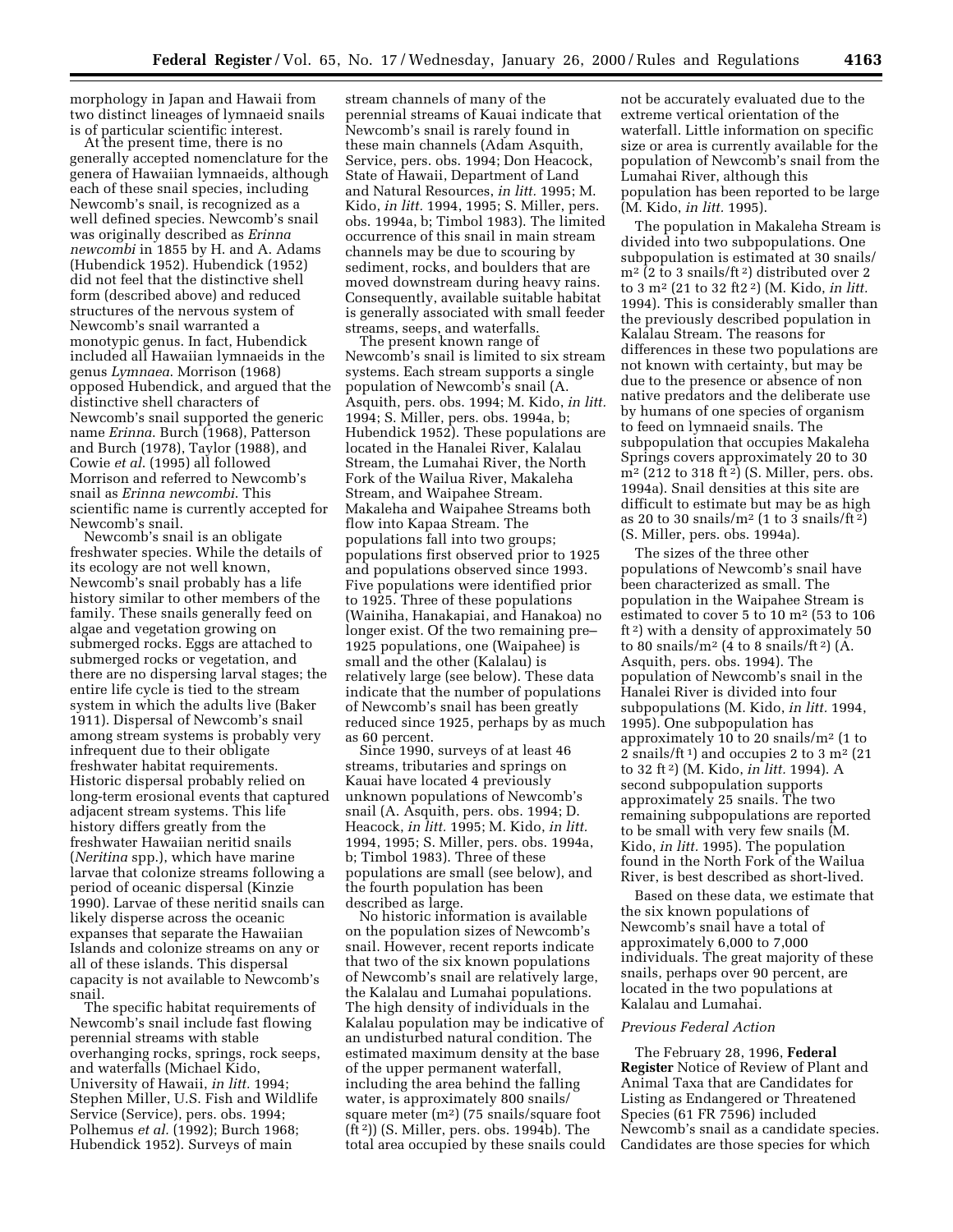morphology in Japan and Hawaii from two distinct lineages of lymnaeid snails is of particular scientific interest.

At the present time, there is no generally accepted nomenclature for the genera of Hawaiian lymnaeids, although each of these snail species, including Newcomb's snail, is recognized as a well defined species. Newcomb's snail was originally described as *Erinna newcombi* in 1855 by H. and A. Adams (Hubendick 1952). Hubendick (1952) did not feel that the distinctive shell form (described above) and reduced structures of the nervous system of Newcomb's snail warranted a monotypic genus. In fact, Hubendick included all Hawaiian lymnaeids in the genus *Lymnaea*. Morrison (1968) opposed Hubendick, and argued that the distinctive shell characters of Newcomb's snail supported the generic name *Erinna*. Burch (1968), Patterson and Burch (1978), Taylor (1988), and Cowie *et al.* (1995) all followed Morrison and referred to Newcomb's snail as *Erinna newcombi*. This scientific name is currently accepted for Newcomb's snail.

Newcomb's snail is an obligate freshwater species. While the details of its ecology are not well known, Newcomb's snail probably has a life history similar to other members of the family. These snails generally feed on algae and vegetation growing on submerged rocks. Eggs are attached to submerged rocks or vegetation, and there are no dispersing larval stages; the entire life cycle is tied to the stream system in which the adults live (Baker 1911). Dispersal of Newcomb's snail among stream systems is probably very infrequent due to their obligate freshwater habitat requirements. Historic dispersal probably relied on long-term erosional events that captured adjacent stream systems. This life history differs greatly from the freshwater Hawaiian neritid snails (*Neritina* spp.), which have marine larvae that colonize streams following a period of oceanic dispersal (Kinzie 1990). Larvae of these neritid snails can likely disperse across the oceanic expanses that separate the Hawaiian Islands and colonize streams on any or all of these islands. This dispersal capacity is not available to Newcomb's snail.

The specific habitat requirements of Newcomb's snail include fast flowing perennial streams with stable overhanging rocks, springs, rock seeps, and waterfalls (Michael Kido, University of Hawaii, *in litt.* 1994; Stephen Miller, U.S. Fish and Wildlife Service (Service), pers. obs. 1994; Polhemus *et al.* (1992); Burch 1968; Hubendick 1952). Surveys of main stream channels of many of the perennial streams of Kauai indicate that Newcomb's snail is rarely found in these main channels (Adam Asquith, Service, pers. obs. 1994; Don Heacock, State of Hawaii, Department of Land and Natural Resources, *in litt.* 1995; M. Kido, *in litt.* 1994, 1995; S. Miller, pers. obs. 1994a, b; Timbol 1983). The limited occurrence of this snail in main stream channels may be due to scouring by sediment, rocks, and boulders that are moved downstream during heavy rains. Consequently, available suitable habitat is generally associated with small feeder streams, seeps, and waterfalls.

The present known range of Newcomb's snail is limited to six stream systems. Each stream supports a single population of Newcomb's snail (A. Asquith, pers. obs. 1994; M. Kido, *in litt.* 1994; S. Miller, pers. obs. 1994a, b; Hubendick 1952). These populations are located in the Hanalei River, Kalalau Stream, the Lumahai River, the North Fork of the Wailua River, Makaleha Stream, and Waipahee Stream. Makaleha and Waipahee Streams both flow into Kapaa Stream. The populations fall into two groups; populations first observed prior to 1925 and populations observed since 1993. Five populations were identified prior to 1925. Three of these populations (Wainiha, Hanakapiai, and Hanakoa) no longer exist. Of the two remaining pre–1925 populations, one (Waipahee) is small and the other (Kalalau) is relatively large (see below). These data indicate that the number of populations of Newcomb's snail has been greatly reduced since 1925, perhaps by as much as 60 percent.

Since 1990, surveys of at least 46 streams, tributaries and springs on Kauai have located 4 previously unknown populations of Newcomb's snail (A. Asquith, pers. obs. 1994; D. Heacock, *in litt.* 1995; M. Kido, *in litt.* 1994, 1995; S. Miller, pers. obs. 1994a, b; Timbol 1983). Three of these populations are small (see below), and the fourth population has been described as large.

No historic information is available on the population sizes of Newcomb's snail. However, recent reports indicate that two of the six known populations of Newcomb's snail are relatively large, the Kalalau and Lumahai populations. The high density of individuals in the Kalalau population may be indicative of an undisturbed natural condition. The estimated maximum density at the base of the upper permanent waterfall, including the area behind the falling water, is approximately 800 snails/square meter ($m^2$) (75 snails/square foot ($ft^2$)) (S. Miller, pers. obs. 1994b). The total area occupied by these snails could not be accurately evaluated due to the extreme vertical orientation of the waterfall. Little information on specific size or area is currently available for the population of Newcomb's snail from the Lumahai River, although this population has been reported to be large (M. Kido, *in litt.* 1995).

The population in Makaleha Stream is divided into two subpopulations. One subpopulation is estimated at 30 snails/$m^2$ (2 to 3 snails/$ft^2$) distributed over 2 to 3 $m^2$ (21 to 32 $ft^2$) (M. Kido, *in litt.* 1994). This is considerably smaller than the previously described population in Kalalau Stream. The reasons for differences in these two populations are not known with certainty, but may be due to the presence or absence of non native predators and the deliberate use by humans of one species of organism to feed on lymnaeid snails. The subpopulation that occupies Makaleha Springs covers approximately 20 to 30 $m^2$ (212 to 318 $ft^2$) (S. Miller, pers. obs. 1994a). Snail densities at this site are difficult to estimate but may be as high as 20 to 30 snails/$m^2$ (1 to 3 snails/$ft^2$) (S. Miller, pers. obs. 1994a).

The sizes of the three other populations of Newcomb's snail have been characterized as small. The population in the Waipahee Stream is estimated to cover 5 to 10 $m^2$ (53 to 106 $ft^2$) with a density of approximately 50 to 80 snails/$m^2$ (4 to 8 snails/$ft^2$) (A. Asquith, pers. obs. 1994). The population of Newcomb's snail in the Hanalei River is divided into four subpopulations (M. Kido, *in litt.* 1994, 1995). One subpopulation has approximately 10 to 20 snails/$m^2$ (1 to 2 snails/$ft^1$) and occupies 2 to 3 $m^2$ (21 to 32 $ft^2$) (M. Kido, *in litt.* 1994). A second subpopulation supports approximately 25 snails. The two remaining subpopulations are reported to be small with very few snails (M. Kido, *in litt.* 1995). The population found in the North Fork of the Wailua River, is best described as short-lived.

Based on these data, we estimate that the six known populations of Newcomb's snail have a total of approximately 6,000 to 7,000 individuals. The great majority of these snails, perhaps over 90 percent, are located in the two populations at Kalalau and Lumahai.

### *Previous Federal Action*

The February 28, 1996, **Federal Register** Notice of Review of Plant and Animal Taxa that are Candidates for Listing as Endangered or Threatened Species (61 FR 7596) included Newcomb's snail as a candidate species. Candidates are those species for which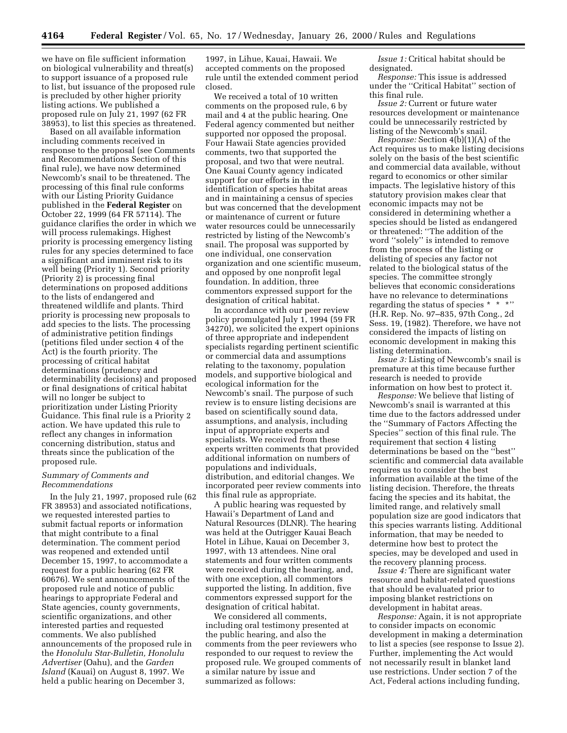we have on file sufficient information on biological vulnerability and threat(s) to support issuance of a proposed rule to list, but issuance of the proposed rule is precluded by other higher priority listing actions. We published a proposed rule on July 21, 1997 (62 FR 38953), to list this species as threatened.

Based on all available information including comments received in response to the proposal (see Comments and Recommendations Section of this final rule), we have now determined Newcomb's snail to be threatened. The processing of this final rule conforms with our Listing Priority Guidance published in the **Federal Register** on October 22, 1999 (64 FR 57114). The guidance clarifies the order in which we will process rulemakings. Highest priority is processing emergency listing rules for any species determined to face a significant and imminent risk to its well being (Priority 1). Second priority (Priority 2) is processing final determinations on proposed additions to the lists of endangered and threatened wildlife and plants. Third priority is processing new proposals to add species to the lists. The processing of administrative petition findings (petitions filed under section 4 of the Act) is the fourth priority. The processing of critical habitat determinations (prudency and determinability decisions) and proposed or final designations of critical habitat will no longer be subject to prioritization under Listing Priority Guidance. This final rule is a Priority 2 action. We have updated this rule to reflect any changes in information concerning distribution, status and threats since the publication of the proposed rule.

### *Summary of Comments and Recommendations*

In the July 21, 1997, proposed rule (62 FR 38953) and associated notifications, we requested interested parties to submit factual reports or information that might contribute to a final determination. The comment period was reopened and extended until December 15, 1997, to accommodate a request for a public hearing (62 FR 60676). We sent announcements of the proposed rule and notice of public hearings to appropriate Federal and State agencies, county governments, scientific organizations, and other interested parties and requested comments. We also published announcements of the proposed rule in the *Honolulu Star-Bulletin, Honolulu Advertiser* (Oahu), and the *Garden Island* (Kauai) on August 8, 1997. We held a public hearing on December 3, 1997, in Lihue, Kauai, Hawaii. We accepted comments on the proposed rule until the extended comment period closed.

We received a total of 10 written comments on the proposed rule, 6 by mail and 4 at the public hearing. One Federal agency commented but neither supported nor opposed the proposal. Four Hawaii State agencies provided comments, two that supported the proposal, and two that were neutral. One Kauai County agency indicated support for our efforts in the identification of species habitat areas and in maintaining a census of species but was concerned that the development or maintenance of current or future water resources could be unnecessarily restricted by listing of the Newcomb's snail. The proposal was supported by one individual, one conservation organization and one scientific museum, and opposed by one nonprofit legal foundation. In addition, three commentors expressed support for the designation of critical habitat.

In accordance with our peer review policy promulgated July 1, 1994 (59 FR 34270), we solicited the expert opinions of three appropriate and independent specialists regarding pertinent scientific or commercial data and assumptions relating to the taxonomy, population models, and supportive biological and ecological information for the Newcomb's snail. The purpose of such review is to ensure listing decisions are based on scientifically sound data, assumptions, and analysis, including input of appropriate experts and specialists. We received from these experts written comments that provided additional information on numbers of populations and individuals, distribution, and editorial changes. We incorporated peer review comments into this final rule as appropriate.

A public hearing was requested by Hawaii's Department of Land and Natural Resources (DLNR). The hearing was held at the Outrigger Kauai Beach Hotel in Lihue, Kauai on December 3, 1997, with 13 attendees. Nine oral statements and four written comments were received during the hearing, and, with one exception, all commentors supported the listing. In addition, five commentors expressed support for the designation of critical habitat.

We considered all comments, including oral testimony presented at the public hearing, and also the comments from the peer reviewers who responded to our request to review the proposed rule. We grouped comments of a similar nature by issue and summarized as follows:

*Issue 1:* Critical habitat should be designated.

*Response:* This issue is addressed under the "Critical Habitat" section of this final rule.

*Issue 2:* Current or future water resources development or maintenance could be unnecessarily restricted by listing of the Newcomb's snail.

*Response:* Section 4(b)(1)(A) of the Act requires us to make listing decisions solely on the basis of the best scientific and commercial data available, without regard to economics or other similar impacts. The legislative history of this statutory provision makes clear that economic impacts may not be considered in determining whether a species should be listed as endangered or threatened: "The addition of the word "solely" is intended to remove from the process of the listing or delisting of species any factor not related to the biological status of the species. The committee strongly believes that economic considerations have no relevance to determinations regarding the status of species * * *" (H.R. Rep. No. 97–835, 97th Cong., 2d Sess. 19, (1982). Therefore, we have not considered the impacts of listing on economic development in making this listing determination.

*Issue 3:* Listing of Newcomb's snail is premature at this time because further research is needed to provide information on how best to protect it.

*Response:* We believe that listing of Newcomb's snail is warranted at this time due to the factors addressed under the "Summary of Factors Affecting the Species" section of this final rule. The requirement that section 4 listing determinations be based on the "best" scientific and commercial data available requires us to consider the best information available at the time of the listing decision. Therefore, the threats facing the species and its habitat, the limited range, and relatively small population size are good indicators that this species warrants listing. Additional information, that may be needed to determine how best to protect the species, may be developed and used in the recovery planning process.

*Issue 4:* There are significant water resource and habitat-related questions that should be evaluated prior to imposing blanket restrictions on development in habitat areas.

*Response:* Again, it is not appropriate to consider impacts on economic development in making a determination to list a species (see response to Issue 2). Further, implementing the Act would not necessarily result in blanket land use restrictions. Under section 7 of the Act, Federal actions including funding,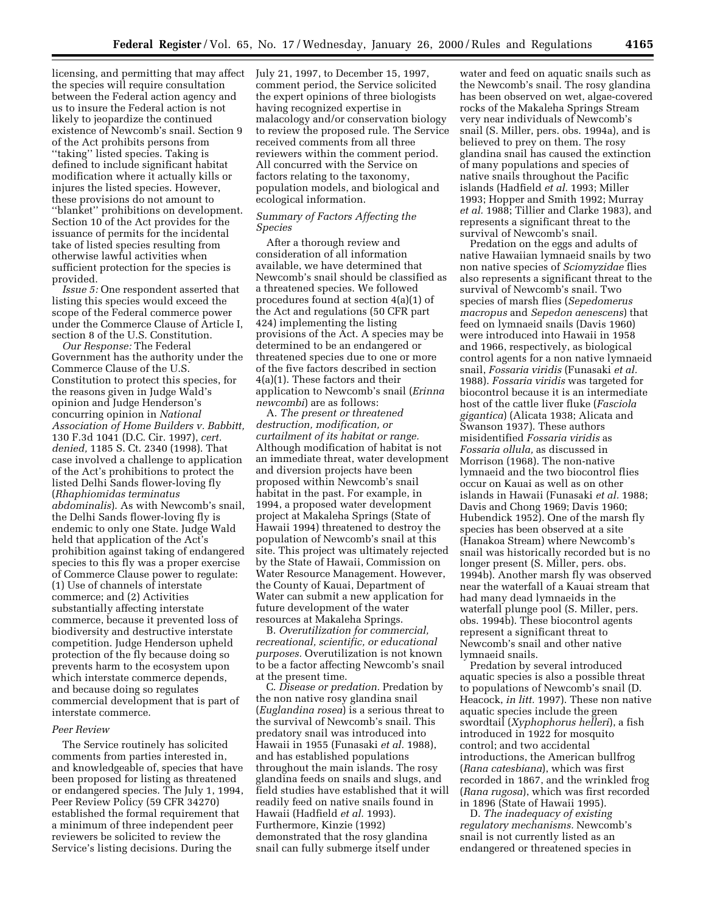licensing, and permitting that may affect the species will require consultation between the Federal action agency and us to insure the Federal action is not likely to jeopardize the continued existence of Newcomb's snail. Section 9 of the Act prohibits persons from ''taking'' listed species. Taking is defined to include significant habitat modification where it actually kills or injures the listed species. However, these provisions do not amount to ''blanket'' prohibitions on development. Section 10 of the Act provides for the issuance of permits for the incidental take of listed species resulting from otherwise lawful activities when sufficient protection for the species is provided.

*Issue 5:* One respondent asserted that listing this species would exceed the scope of the Federal commerce power under the Commerce Clause of Article I, section 8 of the U.S. Constitution.

*Our Response:* The Federal Government has the authority under the Commerce Clause of the U.S. Constitution to protect this species, for the reasons given in Judge Wald's opinion and Judge Henderson's concurring opinion in *National Association of Home Builders v. Babbitt,* 130 F.3d 1041 (D.C. Cir. 1997), *cert. denied,* 1185 S. Ct. 2340 (1998). That case involved a challenge to application of the Act's prohibitions to protect the listed Delhi Sands flower-loving fly (*Rhaphiomidas terminatus abdominalis*). As with Newcomb's snail, the Delhi Sands flower-loving fly is endemic to only one State. Judge Wald held that application of the Act's prohibition against taking of endangered species to this fly was a proper exercise of Commerce Clause power to regulate: (1) Use of channels of interstate commerce; and (2) Activities substantially affecting interstate commerce, because it prevented loss of biodiversity and destructive interstate competition. Judge Henderson upheld protection of the fly because doing so prevents harm to the ecosystem upon which interstate commerce depends, and because doing so regulates commercial development that is part of interstate commerce.

### *Peer Review*

The Service routinely has solicited comments from parties interested in, and knowledgeable of, species that have been proposed for listing as threatened or endangered species. The July 1, 1994, Peer Review Policy (59 CFR 34270) established the formal requirement that a minimum of three independent peer reviewers be solicited to review the Service's listing decisions. During the July 21, 1997, to December 15, 1997, comment period, the Service solicited the expert opinions of three biologists having recognized expertise in malacology and/or conservation biology to review the proposed rule. The Service received comments from all three reviewers within the comment period. All concurred with the Service on factors relating to the taxonomy, population models, and biological and ecological information.

### *Summary of Factors Affecting the Species*

After a thorough review and consideration of all information available, we have determined that Newcomb's snail should be classified as a threatened species. We followed procedures found at section 4(a)(1) of the Act and regulations (50 CFR part 424) implementing the listing provisions of the Act. A species may be determined to be an endangered or threatened species due to one or more of the five factors described in section 4(a)(1). These factors and their application to Newcomb's snail (*Erinna newcombi*) are as follows:

A. *The present or threatened destruction, modification, or curtailment of its habitat or range.* Although modification of habitat is not an immediate threat, water development and diversion projects have been proposed within Newcomb's snail habitat in the past. For example, in 1994, a proposed water development project at Makaleha Springs (State of Hawaii 1994) threatened to destroy the population of Newcomb's snail at this site. This project was ultimately rejected by the State of Hawaii, Commission on Water Resource Management. However, the County of Kauai, Department of Water can submit a new application for future development of the water resources at Makaleha Springs.

B. *Overutilization for commercial, recreational, scientific, or educational purposes.* Overutilization is not known to be a factor affecting Newcomb's snail at the present time.

C. *Disease or predation.* Predation by the non native rosy glandina snail (*Euglandina rosea*) is a serious threat to the survival of Newcomb's snail. This predatory snail was introduced into Hawaii in 1955 (Funasaki *et al.* 1988), and has established populations throughout the main islands. The rosy glandina feeds on snails and slugs, and field studies have established that it will readily feed on native snails found in Hawaii (Hadfield *et al.* 1993). Furthermore, Kinzie (1992) demonstrated that the rosy glandina snail can fully submerge itself under water and feed on aquatic snails such as the Newcomb's snail. The rosy glandina has been observed on wet, algae-covered rocks of the Makaleha Springs Stream very near individuals of Newcomb's snail (S. Miller, pers. obs. 1994a), and is believed to prey on them. The rosy glandina snail has caused the extinction of many populations and species of native snails throughout the Pacific islands (Hadfield *et al.* 1993; Miller 1993; Hopper and Smith 1992; Murray *et al.* 1988; Tillier and Clarke 1983), and represents a significant threat to the survival of Newcomb's snail.

Predation on the eggs and adults of native Hawaiian lymnaeid snails by two non native species of *Sciomyzidae* flies also represents a significant threat to the survival of Newcomb's snail. Two species of marsh flies (*Sepedomerus macropus* and *Sepedon aenescens*) that feed on lymnaeid snails (Davis 1960) were introduced into Hawaii in 1958 and 1966, respectively, as biological control agents for a non native lymnaeid snail, *Fossaria viridis* (Funasaki *et al.* 1988). *Fossaria viridis* was targeted for biocontrol because it is an intermediate host of the cattle liver fluke (*Fasciola gigantica*) (Alicata 1938; Alicata and Swanson 1937). These authors misidentified *Fossaria viridis* as *Fossaria ollula,* as discussed in Morrison (1968). The non-native lymnaeid and the two biocontrol flies occur on Kauai as well as on other islands in Hawaii (Funasaki *et al.* 1988; Davis and Chong 1969; Davis 1960; Hubendick 1952). One of the marsh fly species has been observed at a site (Hanakoa Stream) where Newcomb's snail was historically recorded but is no longer present (S. Miller, pers. obs. 1994b). Another marsh fly was observed near the waterfall of a Kauai stream that had many dead lymnaeids in the waterfall plunge pool (S. Miller, pers. obs. 1994b). These biocontrol agents represent a significant threat to Newcomb's snail and other native lymnaeid snails.

Predation by several introduced aquatic species is also a possible threat to populations of Newcomb's snail (D. Heacock, *in litt.* 1997). These non native aquatic species include the green swordtail (*Xyphophorus helleri*), a fish introduced in 1922 for mosquito control; and two accidental introductions, the American bullfrog (*Rana catesbiana*), which was first recorded in 1867, and the wrinkled frog (*Rana rugosa*), which was first recorded in 1896 (State of Hawaii 1995).

D. *The inadequacy of existing regulatory mechanisms.* Newcomb's snail is not currently listed as an endangered or threatened species in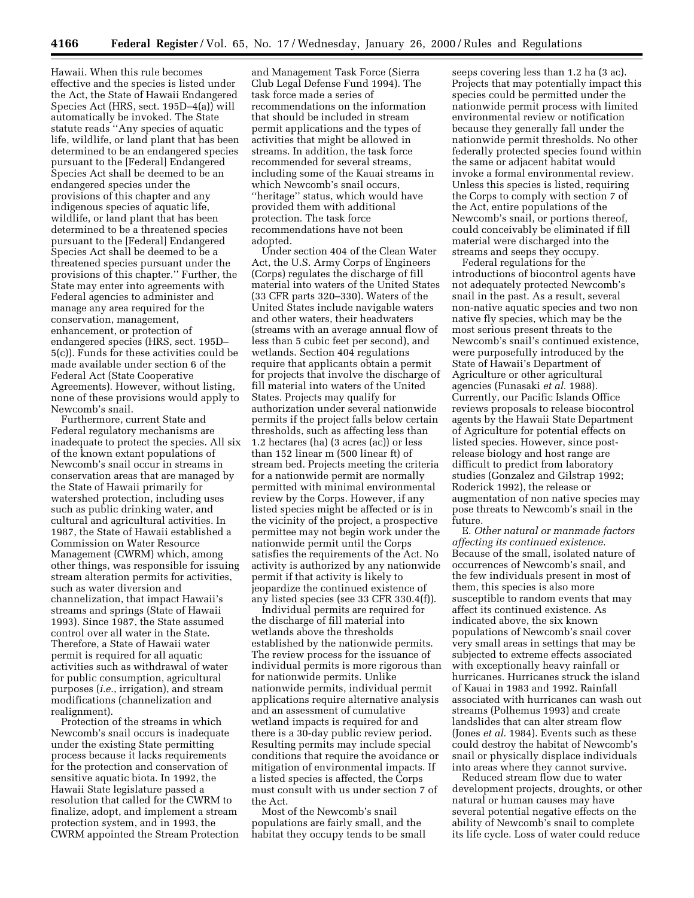Hawaii. When this rule becomes effective and the species is listed under the Act, the State of Hawaii Endangered Species Act (HRS, sect. 195D–4(a)) will automatically be invoked. The State statute reads ''Any species of aquatic life, wildlife, or land plant that has been determined to be an endangered species pursuant to the [Federal] Endangered Species Act shall be deemed to be an endangered species under the provisions of this chapter and any indigenous species of aquatic life, wildlife, or land plant that has been determined to be a threatened species pursuant to the [Federal] Endangered Species Act shall be deemed to be a threatened species pursuant under the provisions of this chapter.'' Further, the State may enter into agreements with Federal agencies to administer and manage any area required for the conservation, management, enhancement, or protection of endangered species (HRS, sect. 195D–5(c)). Funds for these activities could be made available under section 6 of the Federal Act (State Cooperative Agreements). However, without listing, none of these provisions would apply to Newcomb's snail.

Furthermore, current State and Federal regulatory mechanisms are inadequate to protect the species. All six of the known extant populations of Newcomb's snail occur in streams in conservation areas that are managed by the State of Hawaii primarily for watershed protection, including uses such as public drinking water, and cultural and agricultural activities. In 1987, the State of Hawaii established a Commission on Water Resource Management (CWRM) which, among other things, was responsible for issuing stream alteration permits for activities, such as water diversion and channelization, that impact Hawaii's streams and springs (State of Hawaii 1993). Since 1987, the State assumed control over all water in the State. Therefore, a State of Hawaii water permit is required for all aquatic activities such as withdrawal of water for public consumption, agricultural purposes (*i.e.*, irrigation), and stream modifications (channelization and realignment).

Protection of the streams in which Newcomb's snail occurs is inadequate under the existing State permitting process because it lacks requirements for the protection and conservation of sensitive aquatic biota. In 1992, the Hawaii State legislature passed a resolution that called for the CWRM to finalize, adopt, and implement a stream protection system, and in 1993, the CWRM appointed the Stream Protection and Management Task Force (Sierra Club Legal Defense Fund 1994). The task force made a series of recommendations on the information that should be included in stream permit applications and the types of activities that might be allowed in streams. In addition, the task force recommended for several streams, including some of the Kauai streams in which Newcomb's snail occurs, ''heritage'' status, which would have provided them with additional protection. The task force recommendations have not been adopted.

Under section 404 of the Clean Water Act, the U.S. Army Corps of Engineers (Corps) regulates the discharge of fill material into waters of the United States (33 CFR parts 320–330). Waters of the United States include navigable waters and other waters, their headwaters (streams with an average annual flow of less than 5 cubic feet per second), and wetlands. Section 404 regulations require that applicants obtain a permit for projects that involve the discharge of fill material into waters of the United States. Projects may qualify for authorization under several nationwide permits if the project falls below certain thresholds, such as affecting less than 1.2 hectares (ha) (3 acres (ac)) or less than 152 linear m (500 linear ft) of stream bed. Projects meeting the criteria for a nationwide permit are normally permitted with minimal environmental review by the Corps. However, if any listed species might be affected or is in the vicinity of the project, a prospective permittee may not begin work under the nationwide permit until the Corps satisfies the requirements of the Act. No activity is authorized by any nationwide permit if that activity is likely to jeopardize the continued existence of any listed species (see 33 CFR 330.4(f)).

Individual permits are required for the discharge of fill material into wetlands above the thresholds established by the nationwide permits. The review process for the issuance of individual permits is more rigorous than for nationwide permits. Unlike nationwide permits, individual permit applications require alternative analysis and an assessment of cumulative wetland impacts is required for and there is a 30-day public review period. Resulting permits may include special conditions that require the avoidance or mitigation of environmental impacts. If a listed species is affected, the Corps must consult with us under section 7 of the Act.

Most of the Newcomb's snail populations are fairly small, and the habitat they occupy tends to be small seeps covering less than 1.2 ha (3 ac). Projects that may potentially impact this species could be permitted under the nationwide permit process with limited environmental review or notification because they generally fall under the nationwide permit thresholds. No other federally protected species found within the same or adjacent habitat would invoke a formal environmental review. Unless this species is listed, requiring the Corps to comply with section 7 of the Act, entire populations of the Newcomb's snail, or portions thereof, could conceivably be eliminated if fill material were discharged into the streams and seeps they occupy.

Federal regulations for the introductions of biocontrol agents have not adequately protected Newcomb's snail in the past. As a result, several non-native aquatic species and two non native fly species, which may be the most serious present threats to the Newcomb's snail's continued existence, were purposefully introduced by the State of Hawaii's Department of Agriculture or other agricultural agencies (Funasaki *et al.* 1988). Currently, our Pacific Islands Office reviews proposals to release biocontrol agents by the Hawaii State Department of Agriculture for potential effects on listed species. However, since post-release biology and host range are difficult to predict from laboratory studies (Gonzalez and Gilstrap 1992; Roderick 1992), the release or augmentation of non native species may pose threats to Newcomb's snail in the future.

E. *Other natural or manmade factors affecting its continued existence.* Because of the small, isolated nature of occurrences of Newcomb's snail, and the few individuals present in most of them, this species is also more susceptible to random events that may affect its continued existence. As indicated above, the six known populations of Newcomb's snail cover very small areas in settings that may be subjected to extreme effects associated with exceptionally heavy rainfall or hurricanes. Hurricanes struck the island of Kauai in 1983 and 1992. Rainfall associated with hurricanes can wash out streams (Polhemus 1993) and create landslides that can alter stream flow (Jones *et al.* 1984). Events such as these could destroy the habitat of Newcomb's snail or physically displace individuals into areas where they cannot survive.

Reduced stream flow due to water development projects, droughts, or other natural or human causes may have several potential negative effects on the ability of Newcomb's snail to complete its life cycle. Loss of water could reduce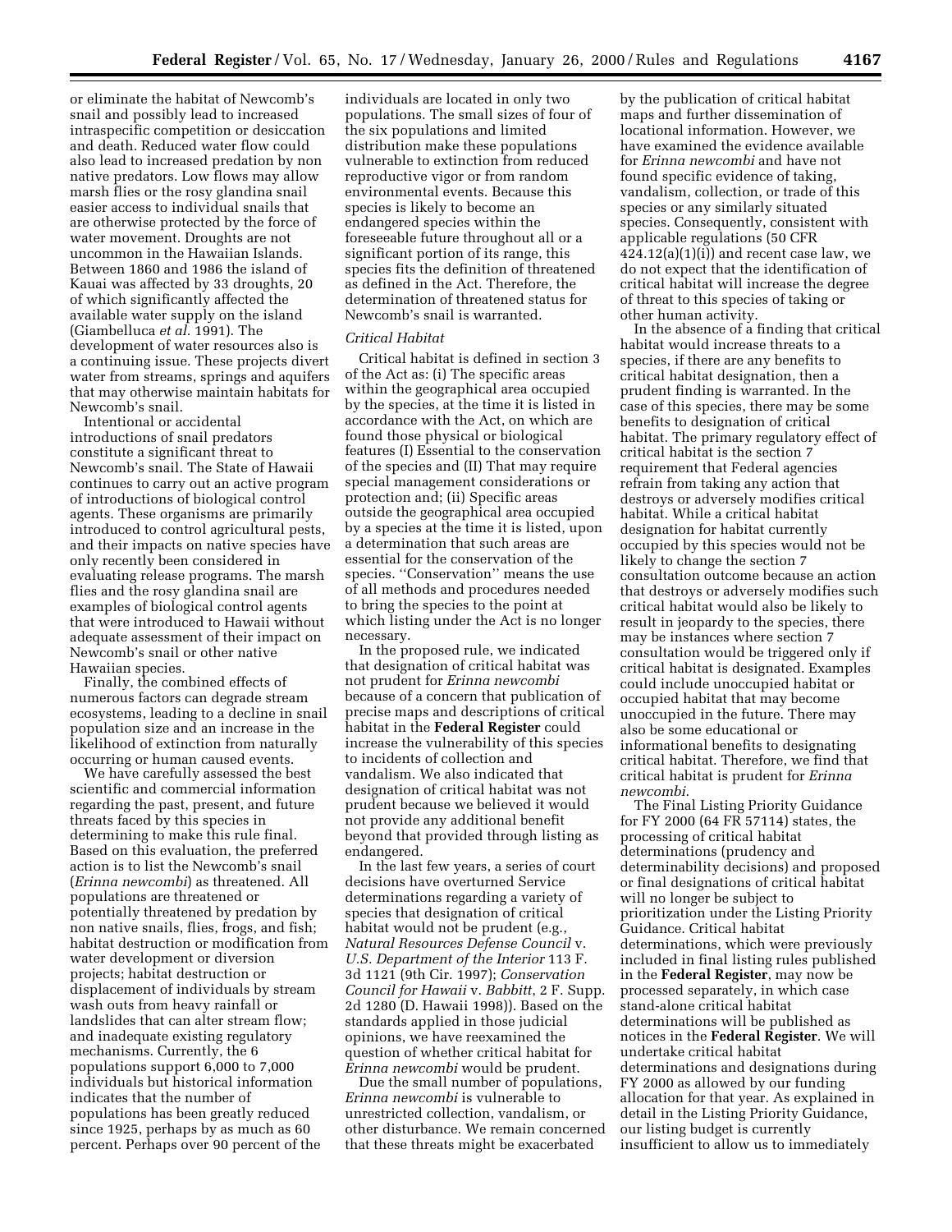or eliminate the habitat of Newcomb's snail and possibly lead to increased intraspecific competition or desiccation and death. Reduced water flow could also lead to increased predation by non native predators. Low flows may allow marsh flies or the rosy glandina snail easier access to individual snails that are otherwise protected by the force of water movement. Droughts are not uncommon in the Hawaiian Islands. Between 1860 and 1986 the island of Kauai was affected by 33 droughts, 20 of which significantly affected the available water supply on the island (Giambelluca *et al.* 1991). The development of water resources also is a continuing issue. These projects divert water from streams, springs and aquifers that may otherwise maintain habitats for Newcomb's snail.

Intentional or accidental introductions of snail predators constitute a significant threat to Newcomb's snail. The State of Hawaii continues to carry out an active program of introductions of biological control agents. These organisms are primarily introduced to control agricultural pests, and their impacts on native species have only recently been considered in evaluating release programs. The marsh flies and the rosy glandina snail are examples of biological control agents that were introduced to Hawaii without adequate assessment of their impact on Newcomb's snail or other native Hawaiian species.

Finally, the combined effects of numerous factors can degrade stream ecosystems, leading to a decline in snail population size and an increase in the likelihood of extinction from naturally occurring or human caused events.

We have carefully assessed the best scientific and commercial information regarding the past, present, and future threats faced by this species in determining to make this rule final. Based on this evaluation, the preferred action is to list the Newcomb's snail (*Erinna newcombi*) as threatened. All populations are threatened or potentially threatened by predation by non native snails, flies, frogs, and fish; habitat destruction or modification from water development or diversion projects; habitat destruction or displacement of individuals by stream wash outs from heavy rainfall or landslides that can alter stream flow; and inadequate existing regulatory mechanisms. Currently, the 6 populations support 6,000 to 7,000 individuals but historical information indicates that the number of populations has been greatly reduced since 1925, perhaps by as much as 60 percent. Perhaps over 90 percent of the individuals are located in only two populations. The small sizes of four of the six populations and limited distribution make these populations vulnerable to extinction from reduced reproductive vigor or from random environmental events. Because this species is likely to become an endangered species within the foreseeable future throughout all or a significant portion of its range, this species fits the definition of threatened as defined in the Act. Therefore, the determination of threatened status for Newcomb's snail is warranted.

*Critical Habitat*

Critical habitat is defined in section 3 of the Act as: (i) The specific areas within the geographical area occupied by the species, at the time it is listed in accordance with the Act, on which are found those physical or biological features (I) Essential to the conservation of the species and (II) That may require special management considerations or protection and; (ii) Specific areas outside the geographical area occupied by a species at the time it is listed, upon a determination that such areas are essential for the conservation of the species. ''Conservation'' means the use of all methods and procedures needed to bring the species to the point at which listing under the Act is no longer necessary.

In the proposed rule, we indicated that designation of critical habitat was not prudent for *Erinna newcombi* because of a concern that publication of precise maps and descriptions of critical habitat in the **Federal Register** could increase the vulnerability of this species to incidents of collection and vandalism. We also indicated that designation of critical habitat was not prudent because we believed it would not provide any additional benefit beyond that provided through listing as endangered.

In the last few years, a series of court decisions have overturned Service determinations regarding a variety of species that designation of critical habitat would not be prudent (e.g., *Natural Resources Defense Council* v. *U.S. Department of the Interior* 113 F. 3d 1121 (9th Cir. 1997); *Conservation Council for Hawaii* v. *Babbitt*, 2 F. Supp. 2d 1280 (D. Hawaii 1998)). Based on the standards applied in those judicial opinions, we have reexamined the question of whether critical habitat for *Erinna newcombi* would be prudent.

Due the small number of populations, *Erinna newcombi* is vulnerable to unrestricted collection, vandalism, or other disturbance. We remain concerned that these threats might be exacerbated by the publication of critical habitat maps and further dissemination of locational information. However, we have examined the evidence available for *Erinna newcombi* and have not found specific evidence of taking, vandalism, collection, or trade of this species or any similarly situated species. Consequently, consistent with applicable regulations (50 CFR 424.12(a)(1)(i)) and recent case law, we do not expect that the identification of critical habitat will increase the degree of threat to this species of taking or other human activity.

In the absence of a finding that critical habitat would increase threats to a species, if there are any benefits to critical habitat designation, then a prudent finding is warranted. In the case of this species, there may be some benefits to designation of critical habitat. The primary regulatory effect of critical habitat is the section 7 requirement that Federal agencies refrain from taking any action that destroys or adversely modifies critical habitat. While a critical habitat designation for habitat currently occupied by this species would not be likely to change the section 7 consultation outcome because an action that destroys or adversely modifies such critical habitat would also be likely to result in jeopardy to the species, there may be instances where section 7 consultation would be triggered only if critical habitat is designated. Examples could include unoccupied habitat or occupied habitat that may become unoccupied in the future. There may also be some educational or informational benefits to designating critical habitat. Therefore, we find that critical habitat is prudent for *Erinna newcombi*.

The Final Listing Priority Guidance for FY 2000 (64 FR 57114) states, the processing of critical habitat determinations (prudency and determinability decisions) and proposed or final designations of critical habitat will no longer be subject to prioritization under the Listing Priority Guidance. Critical habitat determinations, which were previously included in final listing rules published in the **Federal Register**, may now be processed separately, in which case stand-alone critical habitat determinations will be published as notices in the **Federal Register**. We will undertake critical habitat determinations and designations during FY 2000 as allowed by our funding allocation for that year. As explained in detail in the Listing Priority Guidance, our listing budget is currently insufficient to allow us to immediately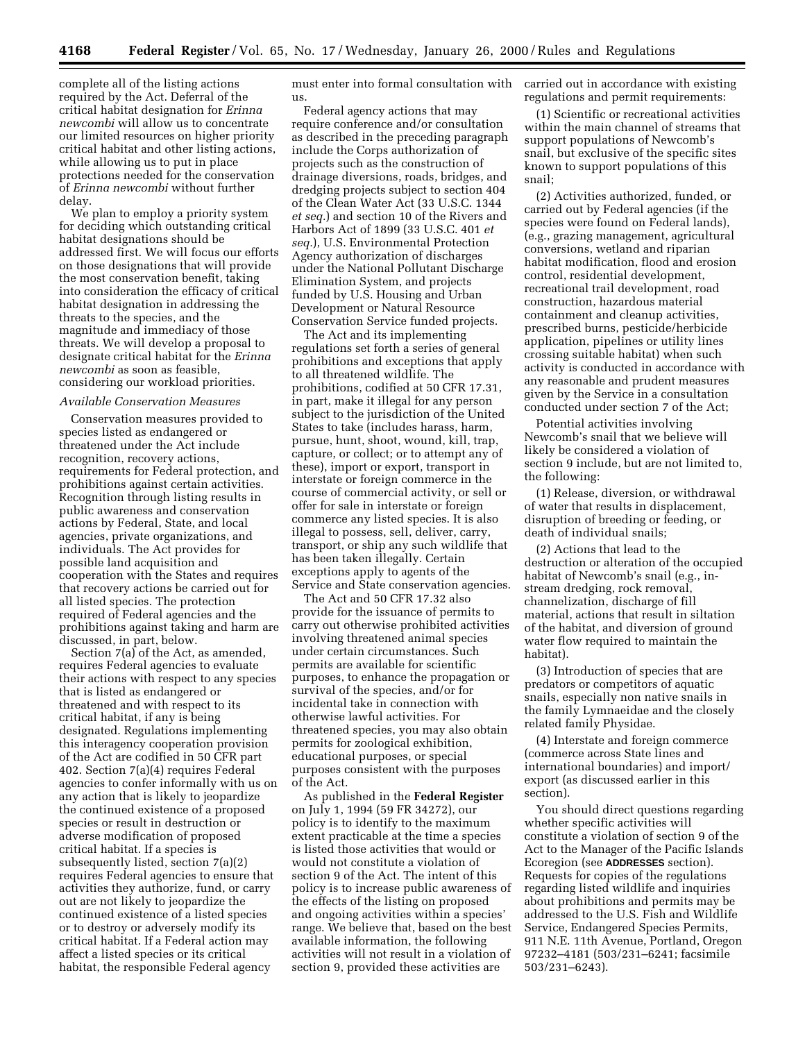complete all of the listing actions required by the Act. Deferral of the critical habitat designation for *Erinna newcombi* will allow us to concentrate our limited resources on higher priority critical habitat and other listing actions, while allowing us to put in place protections needed for the conservation of *Erinna newcombi* without further delay.

We plan to employ a priority system for deciding which outstanding critical habitat designations should be addressed first. We will focus our efforts on those designations that will provide the most conservation benefit, taking into consideration the efficacy of critical habitat designation in addressing the threats to the species, and the magnitude and immediacy of those threats. We will develop a proposal to designate critical habitat for the *Erinna newcombi* as soon as feasible, considering our workload priorities.

*Available Conservation Measures*

Conservation measures provided to species listed as endangered or threatened under the Act include recognition, recovery actions, requirements for Federal protection, and prohibitions against certain activities. Recognition through listing results in public awareness and conservation actions by Federal, State, and local agencies, private organizations, and individuals. The Act provides for possible land acquisition and cooperation with the States and requires that recovery actions be carried out for all listed species. The protection required of Federal agencies and the prohibitions against taking and harm are discussed, in part, below.

Section 7(a) of the Act, as amended, requires Federal agencies to evaluate their actions with respect to any species that is listed as endangered or threatened and with respect to its critical habitat, if any is being designated. Regulations implementing this interagency cooperation provision of the Act are codified in 50 CFR part 402. Section 7(a)(4) requires Federal agencies to confer informally with us on any action that is likely to jeopardize the continued existence of a proposed species or result in destruction or adverse modification of proposed critical habitat. If a species is subsequently listed, section 7(a)(2) requires Federal agencies to ensure that activities they authorize, fund, or carry out are not likely to jeopardize the continued existence of a listed species or to destroy or adversely modify its critical habitat. If a Federal action may affect a listed species or its critical habitat, the responsible Federal agency must enter into formal consultation with us.

Federal agency actions that may require conference and/or consultation as described in the preceding paragraph include the Corps authorization of projects such as the construction of drainage diversions, roads, bridges, and dredging projects subject to section 404 of the Clean Water Act (33 U.S.C. 1344 *et seq.*) and section 10 of the Rivers and Harbors Act of 1899 (33 U.S.C. 401 *et seq.*), U.S. Environmental Protection Agency authorization of discharges under the National Pollutant Discharge Elimination System, and projects funded by U.S. Housing and Urban Development or Natural Resource Conservation Service funded projects.

The Act and its implementing regulations set forth a series of general prohibitions and exceptions that apply to all threatened wildlife. The prohibitions, codified at 50 CFR 17.31, in part, make it illegal for any person subject to the jurisdiction of the United States to take (includes harass, harm, pursue, hunt, shoot, wound, kill, trap, capture, or collect; or to attempt any of these), import or export, transport in interstate or foreign commerce in the course of commercial activity, or sell or offer for sale in interstate or foreign commerce any listed species. It is also illegal to possess, sell, deliver, carry, transport, or ship any such wildlife that has been taken illegally. Certain exceptions apply to agents of the Service and State conservation agencies.

The Act and 50 CFR 17.32 also provide for the issuance of permits to carry out otherwise prohibited activities involving threatened animal species under certain circumstances. Such permits are available for scientific purposes, to enhance the propagation or survival of the species, and/or for incidental take in connection with otherwise lawful activities. For threatened species, you may also obtain permits for zoological exhibition, educational purposes, or special purposes consistent with the purposes of the Act.

As published in the **Federal Register** on July 1, 1994 (59 FR 34272), our policy is to identify to the maximum extent practicable at the time a species is listed those activities that would or would not constitute a violation of section 9 of the Act. The intent of this policy is to increase public awareness of the effects of the listing on proposed and ongoing activities within a species' range. We believe that, based on the best available information, the following activities will not result in a violation of section 9, provided these activities are carried out in accordance with existing regulations and permit requirements:

(1) Scientific or recreational activities within the main channel of streams that support populations of Newcomb's snail, but exclusive of the specific sites known to support populations of this snail;

(2) Activities authorized, funded, or carried out by Federal agencies (if the species were found on Federal lands), (e.g., grazing management, agricultural conversions, wetland and riparian habitat modification, flood and erosion control, residential development, recreational trail development, road construction, hazardous material containment and cleanup activities, prescribed burns, pesticide/herbicide application, pipelines or utility lines crossing suitable habitat) when such activity is conducted in accordance with any reasonable and prudent measures given by the Service in a consultation conducted under section 7 of the Act;

Potential activities involving Newcomb's snail that we believe will likely be considered a violation of section 9 include, but are not limited to, the following:

(1) Release, diversion, or withdrawal of water that results in displacement, disruption of breeding or feeding, or death of individual snails;

(2) Actions that lead to the destruction or alteration of the occupied habitat of Newcomb's snail (e.g., in-stream dredging, rock removal, channelization, discharge of fill material, actions that result in siltation of the habitat, and diversion of ground water flow required to maintain the habitat).

(3) Introduction of species that are predators or competitors of aquatic snails, especially non native snails in the family Lymnaeidae and the closely related family Physidae.

(4) Interstate and foreign commerce (commerce across State lines and international boundaries) and import/export (as discussed earlier in this section).

You should direct questions regarding whether specific activities will constitute a violation of section 9 of the Act to the Manager of the Pacific Islands Ecoregion (see **ADDRESSES** section). Requests for copies of the regulations regarding listed wildlife and inquiries about prohibitions and permits may be addressed to the U.S. Fish and Wildlife Service, Endangered Species Permits, 911 N.E. 11th Avenue, Portland, Oregon 97232–4181 (503/231–6241; facsimile 503/231–6243).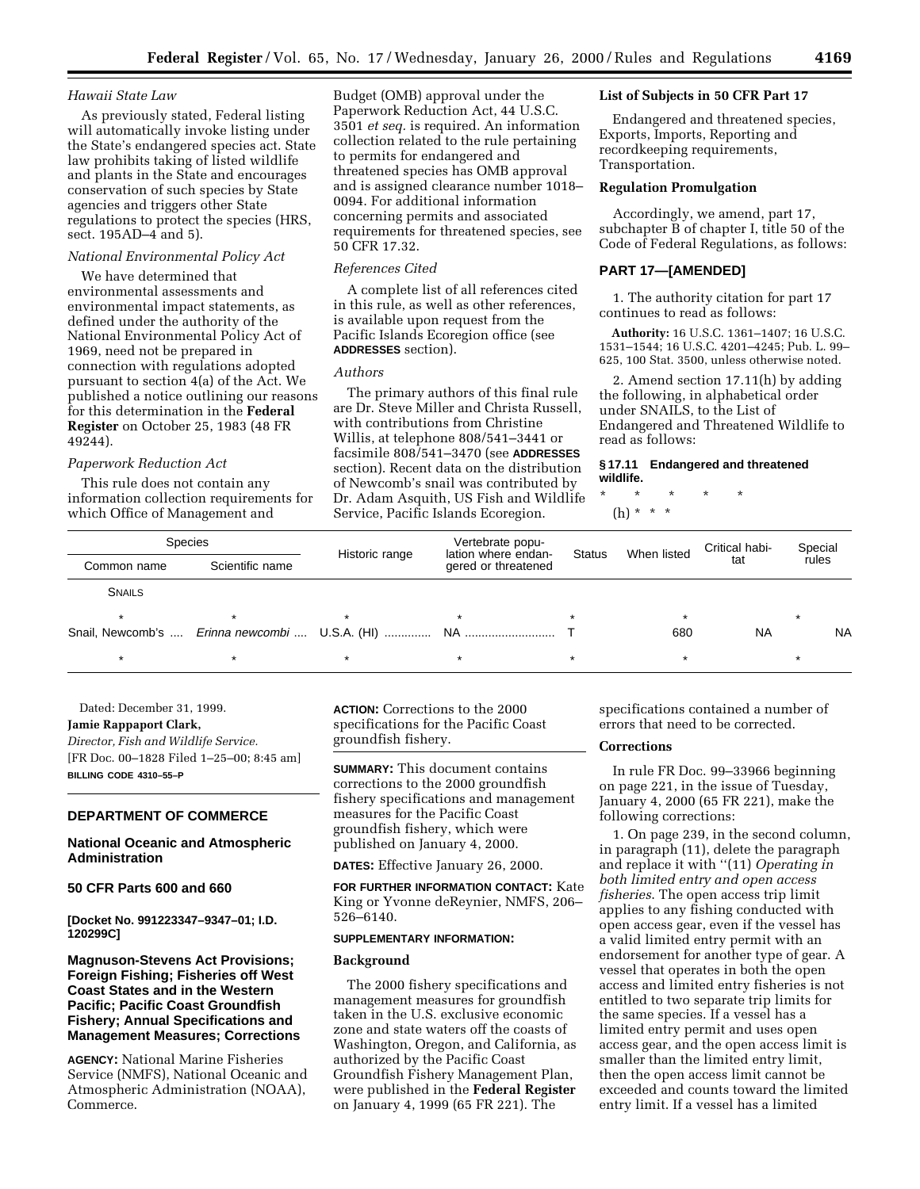*Hawaii State Law*

As previously stated, Federal listing will automatically invoke listing under the State's endangered species act. State law prohibits taking of listed wildlife and plants in the State and encourages conservation of such species by State agencies and triggers other State regulations to protect the species (HRS, sect. 195AD–4 and 5).

*National Environmental Policy Act*

We have determined that environmental assessments and environmental impact statements, as defined under the authority of the National Environmental Policy Act of 1969, need not be prepared in connection with regulations adopted pursuant to section 4(a) of the Act. We published a notice outlining our reasons for this determination in the **Federal Register** on October 25, 1983 (48 FR 49244).

*Paperwork Reduction Act*

This rule does not contain any information collection requirements for which Office of Management and Budget (OMB) approval under the Paperwork Reduction Act, 44 U.S.C. 3501 *et seq.* is required. An information collection related to the rule pertaining to permits for endangered and threatened species has OMB approval and is assigned clearance number 1018–0094. For additional information concerning permits and associated requirements for threatened species, see 50 CFR 17.32.

*References Cited*

A complete list of all references cited in this rule, as well as other references, is available upon request from the Pacific Islands Ecoregion office (see **ADDRESSES** section).

*Authors*

The primary authors of this final rule are Dr. Steve Miller and Christa Russell, with contributions from Christine Willis, at telephone 808/541–3441 or facsimile 808/541–3470 (see **ADDRESSES** section). Recent data on the distribution of Newcomb's snail was contributed by Dr. Adam Asquith, US Fish and Wildlife Service, Pacific Islands Ecoregion.

**List of Subjects in 50 CFR Part 17**

Endangered and threatened species, Exports, Imports, Reporting and recordkeeping requirements, Transportation.

**Regulation Promulgation**

Accordingly, we amend, part 17, subchapter B of chapter I, title 50 of the Code of Federal Regulations, as follows:

**PART 17—[AMENDED]**

1. The authority citation for part 17 continues to read as follows:

**Authority:** 16 U.S.C. 1361–1407; 16 U.S.C. 1531–1544; 16 U.S.C. 4201–4245; Pub. L. 99–625, 100 Stat. 3500, unless otherwise noted.

2. Amend section 17.11(h) by adding the following, in alphabetical order under SNAILS, to the List of Endangered and Threatened Wildlife to read as follows:

**§ 17.11 Endangered and threatened wildlife.**

\* \* \* \* \*

(h) \* \* \*

| Species | | Historic range | Vertebrate population where endangered or threatened | Status | When listed | Critical habitat | Special rules |
|---|---|---|---|---|---|---|---|
| Common name | Scientific name | | | | | | |
| SNAILS | | | | | | | |
| * | * | * | * | * | * | | * |
| Snail, Newcomb's .... | *Erinna newcombi* .... | U.S.A. (HI) ............. | NA .......................... | T | 680 | NA | NA |
| * | * | * | * | * | * | | * |

Dated: December 31, 1999.

**Jamie Rappaport Clark,**

*Director, Fish and Wildlife Service.*

[FR Doc. 00–1828 Filed 1–25–00; 8:45 am]

**BILLING CODE 4310–55–P**

## DEPARTMENT OF COMMERCE

### National Oceanic and Atmospheric Administration

### 50 CFR Parts 600 and 660

**[Docket No. 991223347–9347–01; I.D. 120299C]**

### Magnuson-Stevens Act Provisions; Foreign Fishing; Fisheries off West Coast States and in the Western Pacific; Pacific Coast Groundfish Fishery; Annual Specifications and Management Measures; Corrections

**AGENCY:** National Marine Fisheries Service (NMFS), National Oceanic and Atmospheric Administration (NOAA), Commerce.

**ACTION:** Corrections to the 2000 specifications for the Pacific Coast groundfish fishery.

**SUMMARY:** This document contains corrections to the 2000 groundfish fishery specifications and management measures for the Pacific Coast groundfish fishery, which were published on January 4, 2000.

**DATES:** Effective January 26, 2000.

**FOR FURTHER INFORMATION CONTACT:** Kate King or Yvonne deReynier, NMFS, 206–526–6140.

**SUPPLEMENTARY INFORMATION:**

**Background**

The 2000 fishery specifications and management measures for groundfish taken in the U.S. exclusive economic zone and state waters off the coasts of Washington, Oregon, and California, as authorized by the Pacific Coast Groundfish Fishery Management Plan, were published in the **Federal Register** on January 4, 1999 (65 FR 221). The specifications contained a number of errors that need to be corrected.

**Corrections**

In rule FR Doc. 99–33966 beginning on page 221, in the issue of Tuesday, January 4, 2000 (65 FR 221), make the following corrections:

1. On page 239, in the second column, in paragraph (11), delete the paragraph and replace it with ''(11) *Operating in both limited entry and open access fisheries*. The open access trip limit applies to any fishing conducted with open access gear, even if the vessel has a valid limited entry permit with an endorsement for another type of gear. A vessel that operates in both the open access and limited entry fisheries is not entitled to two separate trip limits for the same species. If a vessel has a limited entry permit and uses open access gear, and the open access limit is smaller than the limited entry limit, then the open access limit cannot be exceeded and counts toward the limited entry limit. If a vessel has a limited